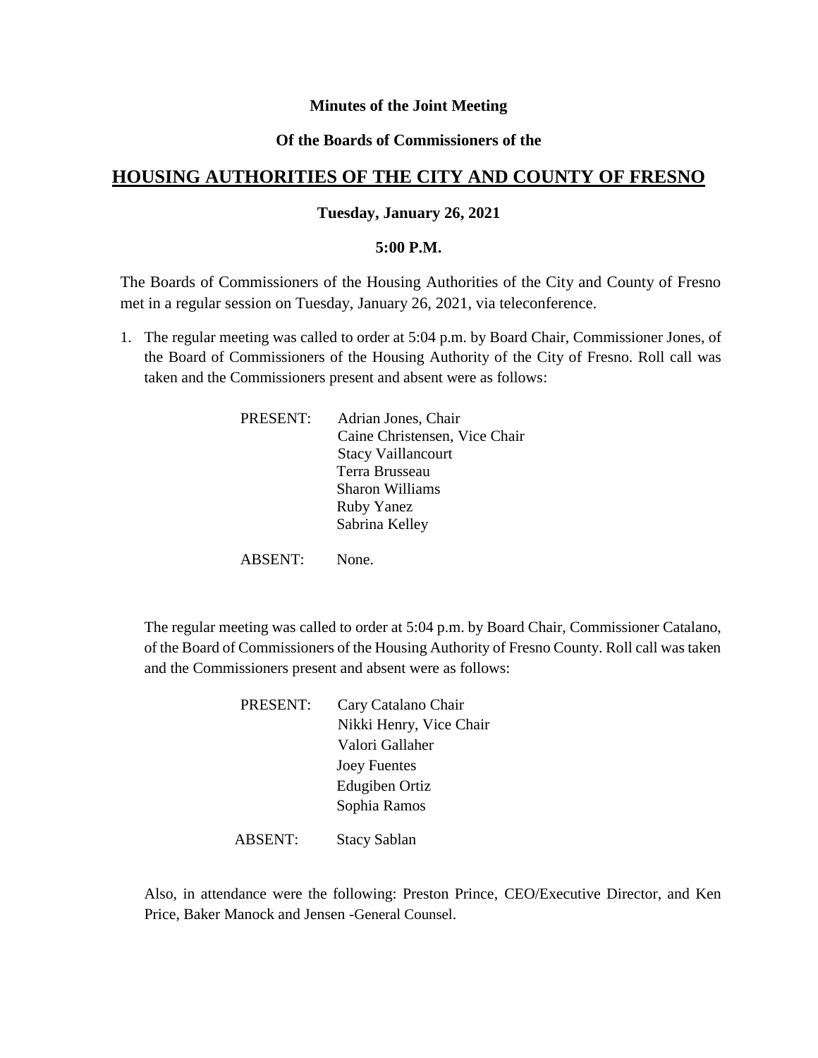**Minutes of the Joint Meeting**

**Of the Boards of Commissioners of the**

# HOUSING AUTHORITIES OF THE CITY AND COUNTY OF FRESNO

**Tuesday, January 26, 2021**

**5:00 P.M.**

The Boards of Commissioners of the Housing Authorities of the City and County of Fresno met in a regular session on Tuesday, January 26, 2021, via teleconference.

1. The regular meeting was called to order at 5:04 p.m. by Board Chair, Commissioner Jones, of the Board of Commissioners of the Housing Authority of the City of Fresno. Roll call was taken and the Commissioners present and absent were as follows:

   PRESENT: Adrian Jones, Chair
   Caine Christensen, Vice Chair
   Stacy Vaillancourt
   Terra Brusseau
   Sharon Williams
   Ruby Yanez
   Sabrina Kelley

   ABSENT: None.

   The regular meeting was called to order at 5:04 p.m. by Board Chair, Commissioner Catalano, of the Board of Commissioners of the Housing Authority of Fresno County. Roll call was taken and the Commissioners present and absent were as follows:

   PRESENT: Cary Catalano Chair
   Nikki Henry, Vice Chair
   Valori Gallaher
   Joey Fuentes
   Edugiben Ortiz
   Sophia Ramos

   ABSENT: Stacy Sablan

   Also, in attendance were the following: Preston Prince, CEO/Executive Director, and Ken Price, Baker Manock and Jensen -General Counsel.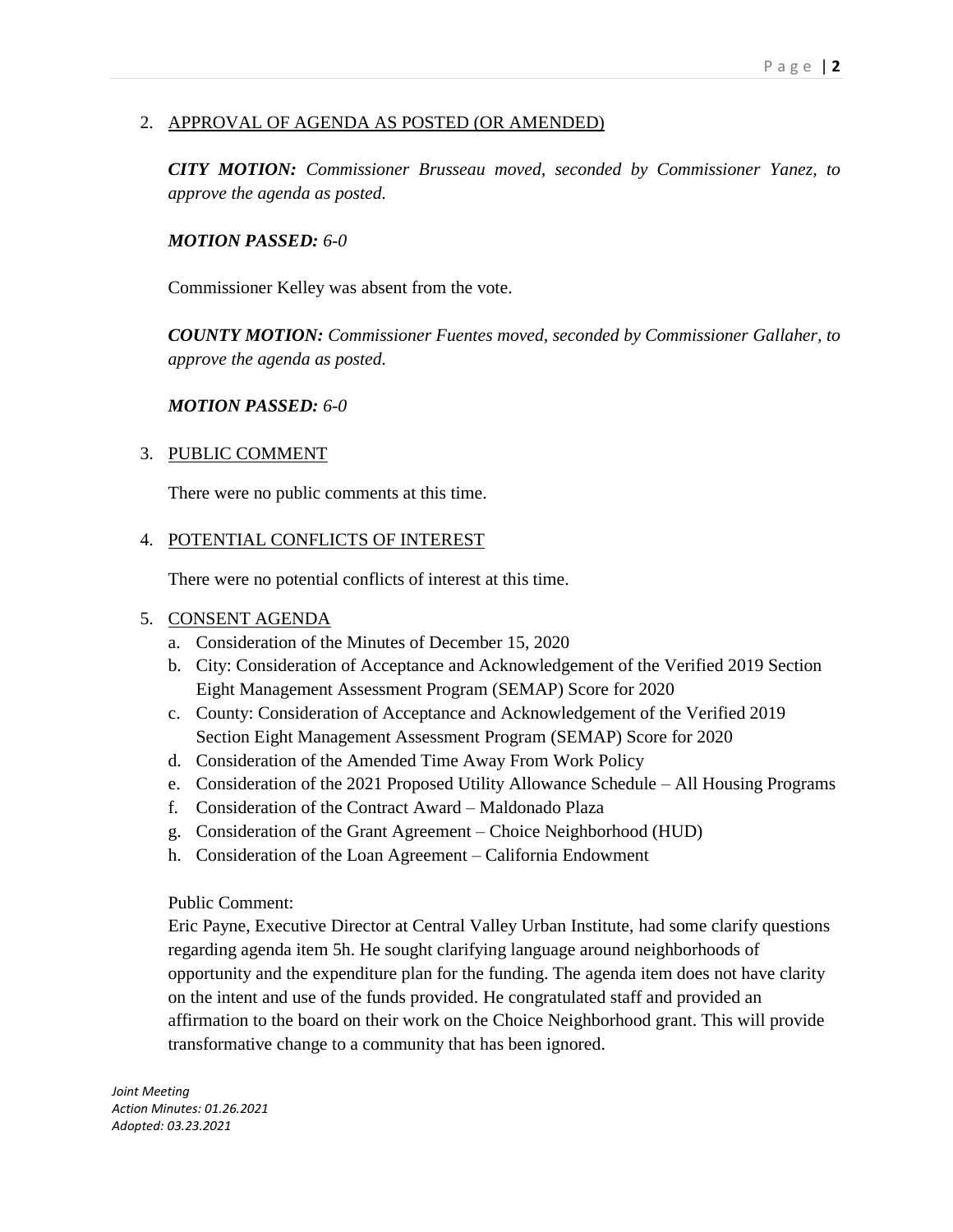2. APPROVAL OF AGENDA AS POSTED (OR AMENDED)

   ***CITY MOTION:*** *Commissioner Brusseau moved, seconded by Commissioner Yanez, to approve the agenda as posted.*

   ***MOTION PASSED:*** *6-0*

   Commissioner Kelley was absent from the vote.

   ***COUNTY MOTION:*** *Commissioner Fuentes moved, seconded by Commissioner Gallaher, to approve the agenda as posted.*

   ***MOTION PASSED:*** *6-0*

3. PUBLIC COMMENT

   There were no public comments at this time.

4. POTENTIAL CONFLICTS OF INTEREST

   There were no potential conflicts of interest at this time.

5. CONSENT AGENDA
   a. Consideration of the Minutes of December 15, 2020
   b. City: Consideration of Acceptance and Acknowledgement of the Verified 2019 Section Eight Management Assessment Program (SEMAP) Score for 2020
   c. County: Consideration of Acceptance and Acknowledgement of the Verified 2019 Section Eight Management Assessment Program (SEMAP) Score for 2020
   d. Consideration of the Amended Time Away From Work Policy
   e. Consideration of the 2021 Proposed Utility Allowance Schedule – All Housing Programs
   f. Consideration of the Contract Award – Maldonado Plaza
   g. Consideration of the Grant Agreement – Choice Neighborhood (HUD)
   h. Consideration of the Loan Agreement – California Endowment

   Public Comment:
   Eric Payne, Executive Director at Central Valley Urban Institute, had some clarify questions regarding agenda item 5h. He sought clarifying language around neighborhoods of opportunity and the expenditure plan for the funding. The agenda item does not have clarity on the intent and use of the funds provided. He congratulated staff and provided an affirmation to the board on their work on the Choice Neighborhood grant. This will provide transformative change to a community that has been ignored.

*Joint Meeting*
*Action Minutes: 01.26.2021*
*Adopted: 03.23.2021*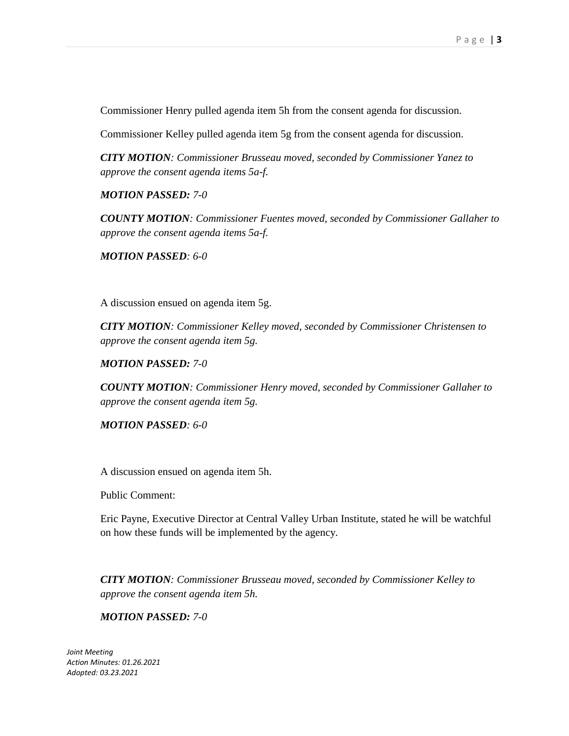Commissioner Henry pulled agenda item 5h from the consent agenda for discussion.

Commissioner Kelley pulled agenda item 5g from the consent agenda for discussion.

***CITY MOTION****: Commissioner Brusseau moved, seconded by Commissioner Yanez to approve the consent agenda items 5a-f.*

***MOTION PASSED:*** *7-0*

***COUNTY MOTION****: Commissioner Fuentes moved, seconded by Commissioner Gallaher to approve the consent agenda items 5a-f.*

***MOTION PASSED****: 6-0*

A discussion ensued on agenda item 5g.

***CITY MOTION****: Commissioner Kelley moved, seconded by Commissioner Christensen to approve the consent agenda item 5g.*

***MOTION PASSED:*** *7-0*

***COUNTY MOTION****: Commissioner Henry moved, seconded by Commissioner Gallaher to approve the consent agenda item 5g.*

***MOTION PASSED****: 6-0*

A discussion ensued on agenda item 5h.

Public Comment:

Eric Payne, Executive Director at Central Valley Urban Institute, stated he will be watchful on how these funds will be implemented by the agency.

***CITY MOTION****: Commissioner Brusseau moved, seconded by Commissioner Kelley to approve the consent agenda item 5h.*

***MOTION PASSED:*** *7-0*

*Joint Meeting*
*Action Minutes: 01.26.2021*
*Adopted: 03.23.2021*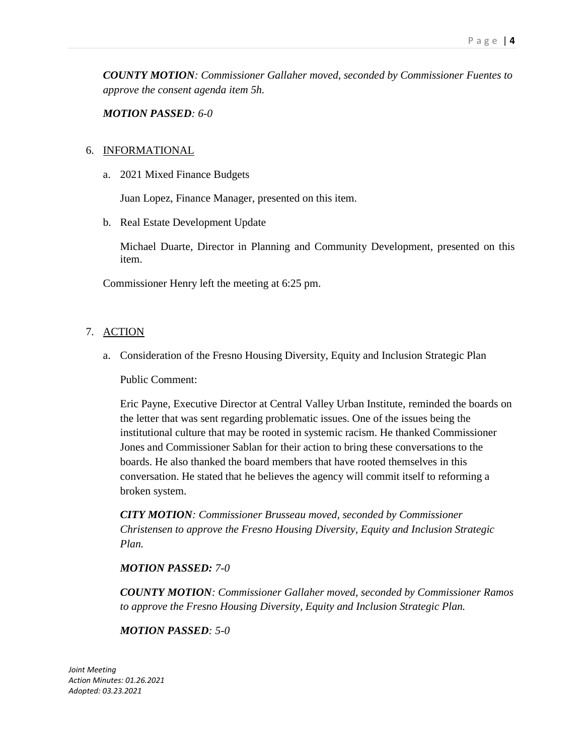***COUNTY MOTION****: Commissioner Gallaher moved, seconded by Commissioner Fuentes to approve the consent agenda item 5h.*

***MOTION PASSED****: 6-0*

6. INFORMATIONAL

   a. 2021 Mixed Finance Budgets

      Juan Lopez, Finance Manager, presented on this item.

   b. Real Estate Development Update

      Michael Duarte, Director in Planning and Community Development, presented on this item.

Commissioner Henry left the meeting at 6:25 pm.

7. ACTION

   a. Consideration of the Fresno Housing Diversity, Equity and Inclusion Strategic Plan

      Public Comment:

      Eric Payne, Executive Director at Central Valley Urban Institute, reminded the boards on the letter that was sent regarding problematic issues. One of the issues being the institutional culture that may be rooted in systemic racism. He thanked Commissioner Jones and Commissioner Sablan for their action to bring these conversations to the boards. He also thanked the board members that have rooted themselves in this conversation. He stated that he believes the agency will commit itself to reforming a broken system.

      ***CITY MOTION****: Commissioner Brusseau moved, seconded by Commissioner Christensen to approve the Fresno Housing Diversity, Equity and Inclusion Strategic Plan.*

      ***MOTION PASSED:*** *7-0*

      ***COUNTY MOTION****: Commissioner Gallaher moved, seconded by Commissioner Ramos to approve the Fresno Housing Diversity, Equity and Inclusion Strategic Plan.*

      ***MOTION PASSED****: 5-0*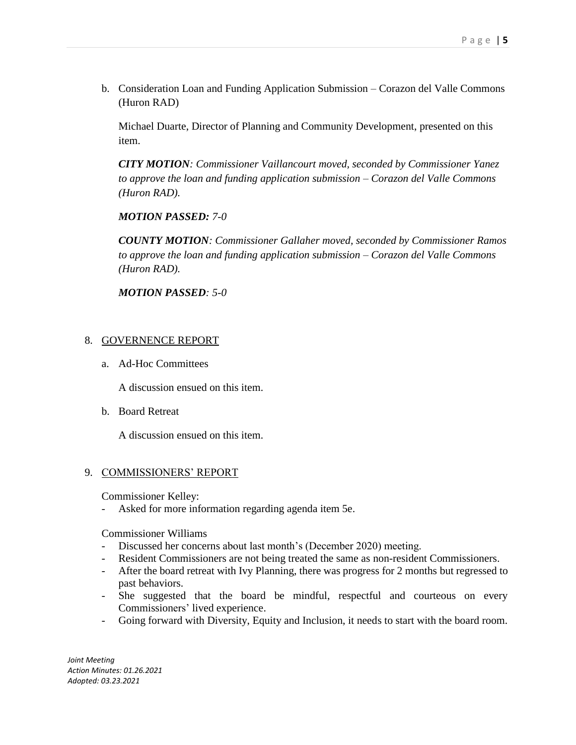b. Consideration Loan and Funding Application Submission – Corazon del Valle Commons (Huron RAD)

Michael Duarte, Director of Planning and Community Development, presented on this item.

***CITY MOTION****: Commissioner Vaillancourt moved, seconded by Commissioner Yanez to approve the loan and funding application submission – Corazon del Valle Commons (Huron RAD).*

***MOTION PASSED:*** *7-0*

***COUNTY MOTION****: Commissioner Gallaher moved, seconded by Commissioner Ramos to approve the loan and funding application submission – Corazon del Valle Commons (Huron RAD).*

***MOTION PASSED****: 5-0*

8. GOVERNENCE REPORT

   a. Ad-Hoc Committees

      A discussion ensued on this item.

   b. Board Retreat

      A discussion ensued on this item.

9. COMMISSIONERS' REPORT

Commissioner Kelley:

- Asked for more information regarding agenda item 5e.

Commissioner Williams

- Discussed her concerns about last month's (December 2020) meeting.
- Resident Commissioners are not being treated the same as non-resident Commissioners.
- After the board retreat with Ivy Planning, there was progress for 2 months but regressed to past behaviors.
- She suggested that the board be mindful, respectful and courteous on every Commissioners' lived experience.
- Going forward with Diversity, Equity and Inclusion, it needs to start with the board room.

*Joint Meeting*
*Action Minutes: 01.26.2021*
*Adopted: 03.23.2021*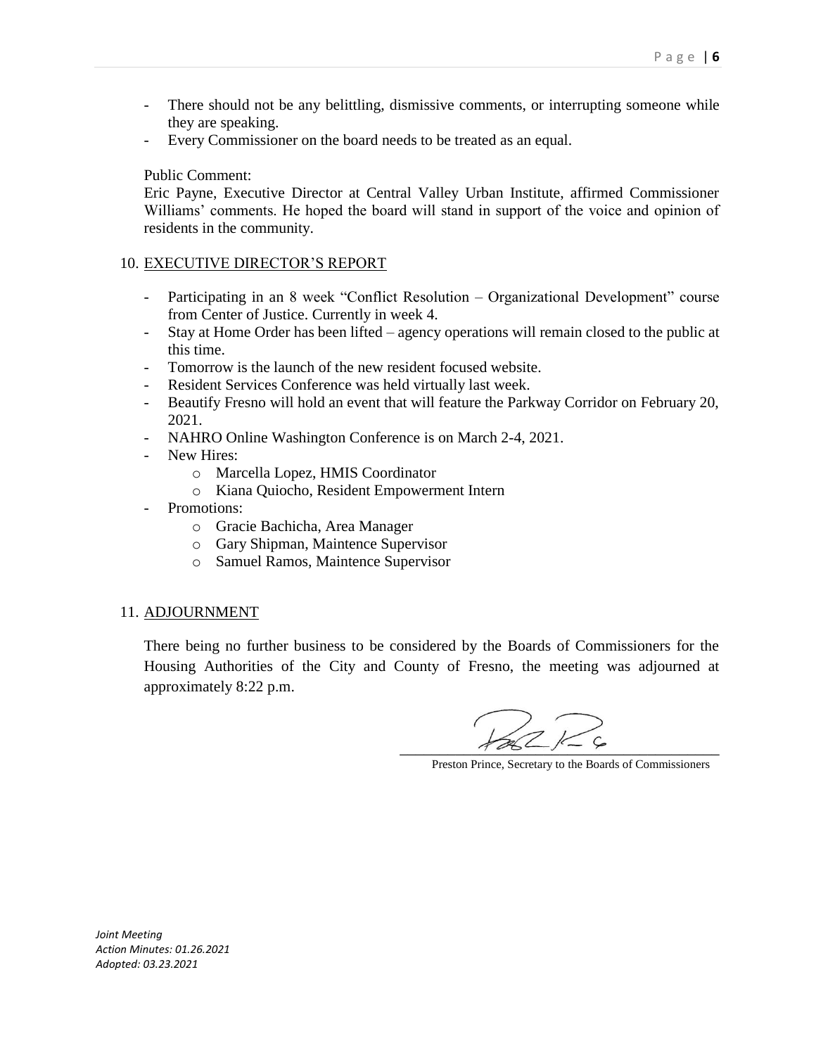- There should not be any belittling, dismissive comments, or interrupting someone while they are speaking.
- Every Commissioner on the board needs to be treated as an equal.

Public Comment:
Eric Payne, Executive Director at Central Valley Urban Institute, affirmed Commissioner Williams' comments. He hoped the board will stand in support of the voice and opinion of residents in the community.

10. EXECUTIVE DIRECTOR'S REPORT

- Participating in an 8 week "Conflict Resolution – Organizational Development" course from Center of Justice. Currently in week 4.
- Stay at Home Order has been lifted – agency operations will remain closed to the public at this time.
- Tomorrow is the launch of the new resident focused website.
- Resident Services Conference was held virtually last week.
- Beautify Fresno will hold an event that will feature the Parkway Corridor on February 20, 2021.
- NAHRO Online Washington Conference is on March 2-4, 2021.
- New Hires:
  - Marcella Lopez, HMIS Coordinator
  - Kiana Quiocho, Resident Empowerment Intern
- Promotions:
  - Gracie Bachicha, Area Manager
  - Gary Shipman, Maintence Supervisor
  - Samuel Ramos, Maintence Supervisor

11. ADJOURNMENT

There being no further business to be considered by the Boards of Commissioners for the Housing Authorities of the City and County of Fresno, the meeting was adjourned at approximately 8:22 p.m.

Preston Prince, Secretary to the Boards of Commissioners

*Joint Meeting*
*Action Minutes: 01.26.2021*
*Adopted: 03.23.2021*